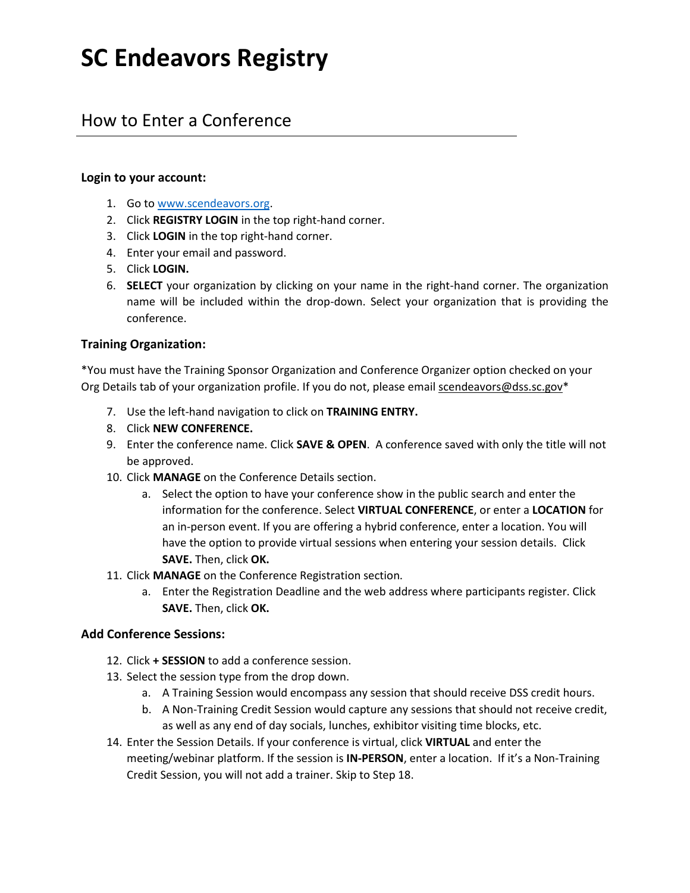# SC Endeavors Registry

## How to Enter a Conference

**Login to your account:**

1. Go to [www.scendeavors.org](http://www.scendeavors.org).
2. Click **REGISTRY LOGIN** in the top right-hand corner.
3. Click **LOGIN** in the top right-hand corner.
4. Enter your email and password.
5. Click **LOGIN.**
6. **SELECT** your organization by clicking on your name in the right-hand corner. The organization name will be included within the drop-down. Select your organization that is providing the conference.

**Training Organization:**

*You must have the Training Sponsor Organization and Conference Organizer option checked on your Org Details tab of your organization profile. If you do not, please email scendeavors@dss.sc.gov*

7. Use the left-hand navigation to click on **TRAINING ENTRY.**
8. Click **NEW CONFERENCE.**
9. Enter the conference name. Click **SAVE & OPEN**. A conference saved with only the title will not be approved.
10. Click **MANAGE** on the Conference Details section.
    a. Select the option to have your conference show in the public search and enter the information for the conference. Select **VIRTUAL CONFERENCE**, or enter a **LOCATION** for an in-person event. If you are offering a hybrid conference, enter a location. You will have the option to provide virtual sessions when entering your session details. Click **SAVE.** Then, click **OK.**
11. Click **MANAGE** on the Conference Registration section.
    a. Enter the Registration Deadline and the web address where participants register. Click **SAVE.** Then, click **OK.**

**Add Conference Sessions:**

12. Click **+ SESSION** to add a conference session.
13. Select the session type from the drop down.
    a. A Training Session would encompass any session that should receive DSS credit hours.
    b. A Non-Training Credit Session would capture any sessions that should not receive credit, as well as any end of day socials, lunches, exhibitor visiting time blocks, etc.
14. Enter the Session Details. If your conference is virtual, click **VIRTUAL** and enter the meeting/webinar platform. If the session is **IN-PERSON**, enter a location. If it's a Non-Training Credit Session, you will not add a trainer. Skip to Step 18.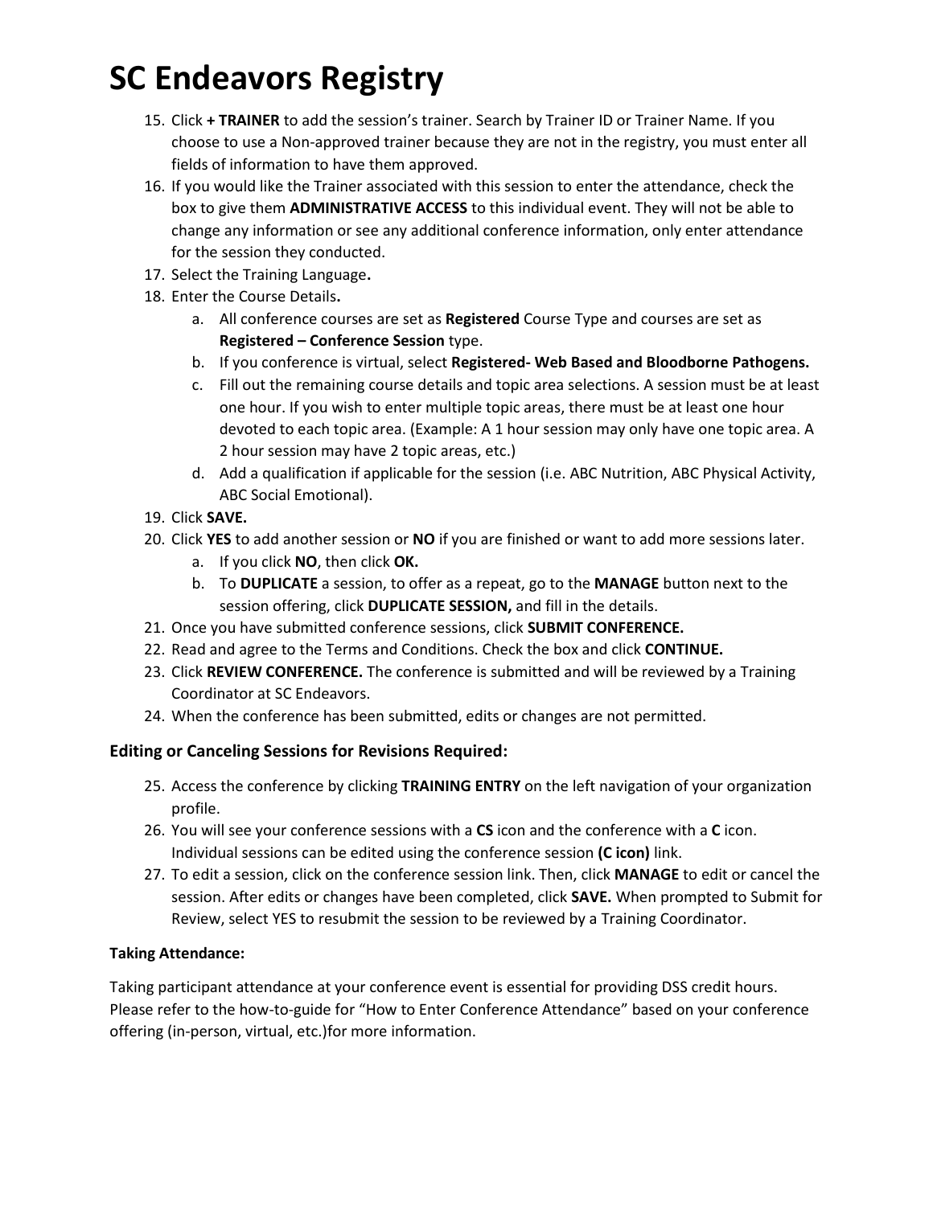# SC Endeavors Registry

15. Click **+ TRAINER** to add the session's trainer. Search by Trainer ID or Trainer Name. If you choose to use a Non-approved trainer because they are not in the registry, you must enter all fields of information to have them approved.
16. If you would like the Trainer associated with this session to enter the attendance, check the box to give them **ADMINISTRATIVE ACCESS** to this individual event. They will not be able to change any information or see any additional conference information, only enter attendance for the session they conducted.
17. Select the Training Language**.**
18. Enter the Course Details**.**
    a. All conference courses are set as **Registered** Course Type and courses are set as **Registered – Conference Session** type.
    b. If you conference is virtual, select **Registered- Web Based and Bloodborne Pathogens.**
    c. Fill out the remaining course details and topic area selections. A session must be at least one hour. If you wish to enter multiple topic areas, there must be at least one hour devoted to each topic area. (Example: A 1 hour session may only have one topic area. A 2 hour session may have 2 topic areas, etc.)
    d. Add a qualification if applicable for the session (i.e. ABC Nutrition, ABC Physical Activity, ABC Social Emotional).
19. Click **SAVE.**
20. Click **YES** to add another session or **NO** if you are finished or want to add more sessions later.
    a. If you click **NO**, then click **OK.**
    b. To **DUPLICATE** a session, to offer as a repeat, go to the **MANAGE** button next to the session offering, click **DUPLICATE SESSION,** and fill in the details.
21. Once you have submitted conference sessions, click **SUBMIT CONFERENCE.**
22. Read and agree to the Terms and Conditions. Check the box and click **CONTINUE.**
23. Click **REVIEW CONFERENCE.** The conference is submitted and will be reviewed by a Training Coordinator at SC Endeavors.
24. When the conference has been submitted, edits or changes are not permitted.

### Editing or Canceling Sessions for Revisions Required:

25. Access the conference by clicking **TRAINING ENTRY** on the left navigation of your organization profile.
26. You will see your conference sessions with a **CS** icon and the conference with a **C** icon. Individual sessions can be edited using the conference session **(C icon)** link.
27. To edit a session, click on the conference session link. Then, click **MANAGE** to edit or cancel the session. After edits or changes have been completed, click **SAVE.** When prompted to Submit for Review, select YES to resubmit the session to be reviewed by a Training Coordinator.

**Taking Attendance:**

Taking participant attendance at your conference event is essential for providing DSS credit hours. Please refer to the how-to-guide for "How to Enter Conference Attendance" based on your conference offering (in-person, virtual, etc.)for more information.